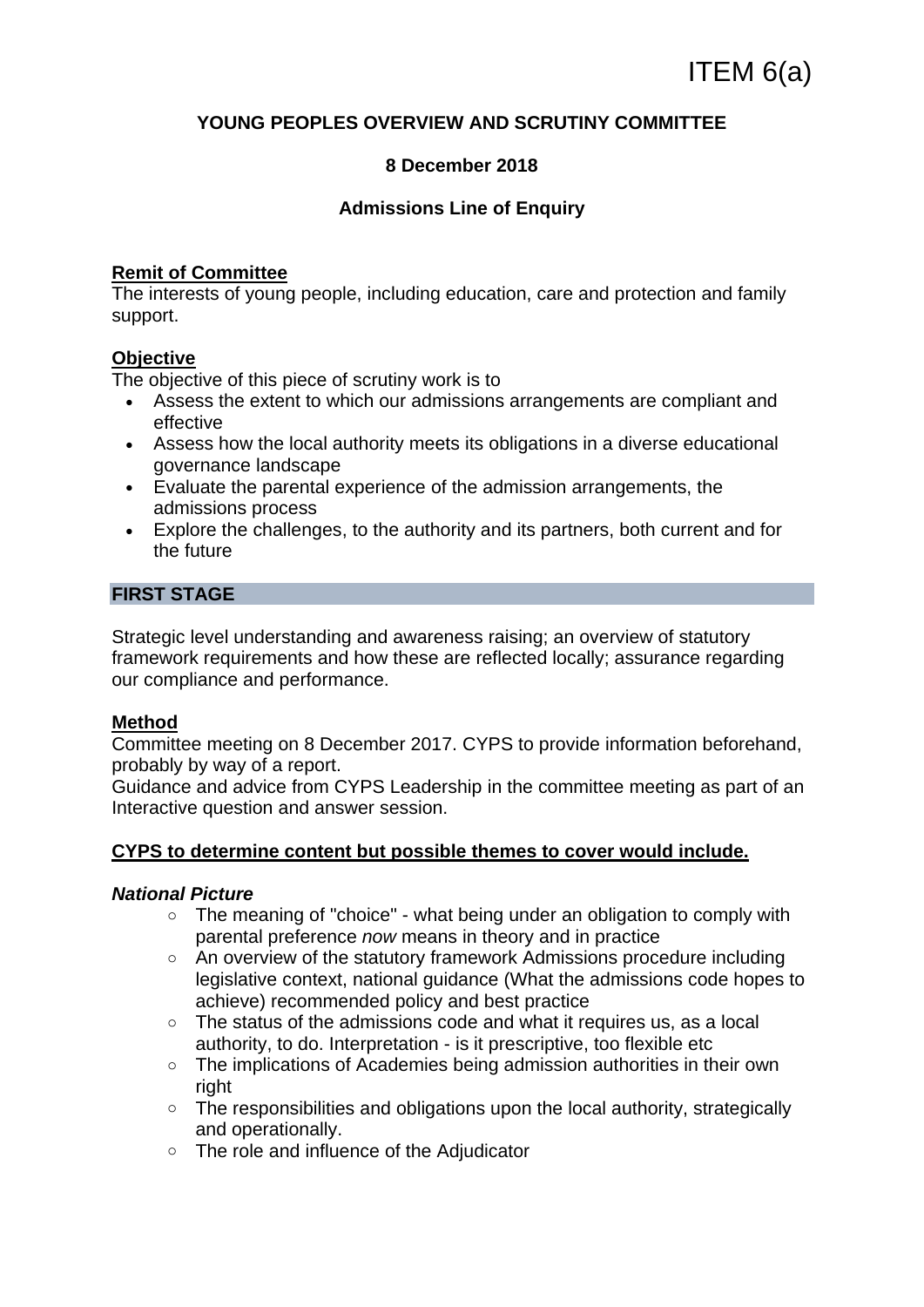ITEM 6(a)

**YOUNG PEOPLES OVERVIEW AND SCRUTINY COMMITTEE**

**8 December 2018**

**Admissions Line of Enquiry**

**Remit of Committee**

The interests of young people, including education, care and protection and family support.

**Objective**

The objective of this piece of scrutiny work is to

- Assess the extent to which our admissions arrangements are compliant and effective
- Assess how the local authority meets its obligations in a diverse educational governance landscape
- Evaluate the parental experience of the admission arrangements, the admissions process
- Explore the challenges, to the authority and its partners, both current and for the future

## FIRST STAGE

Strategic level understanding and awareness raising; an overview of statutory framework requirements and how these are reflected locally; assurance regarding our compliance and performance.

**Method**

Committee meeting on 8 December 2017. CYPS to provide information beforehand, probably by way of a report.
Guidance and advice from CYPS Leadership in the committee meeting as part of an Interactive question and answer session.

**CYPS to determine content but possible themes to cover would include.**

***National Picture***

- The meaning of "choice" - what being under an obligation to comply with parental preference *now* means in theory and in practice
- An overview of the statutory framework Admissions procedure including legislative context, national guidance (What the admissions code hopes to achieve) recommended policy and best practice
- The status of the admissions code and what it requires us, as a local authority, to do. Interpretation - is it prescriptive, too flexible etc
- The implications of Academies being admission authorities in their own right
- The responsibilities and obligations upon the local authority, strategically and operationally.
- The role and influence of the Adjudicator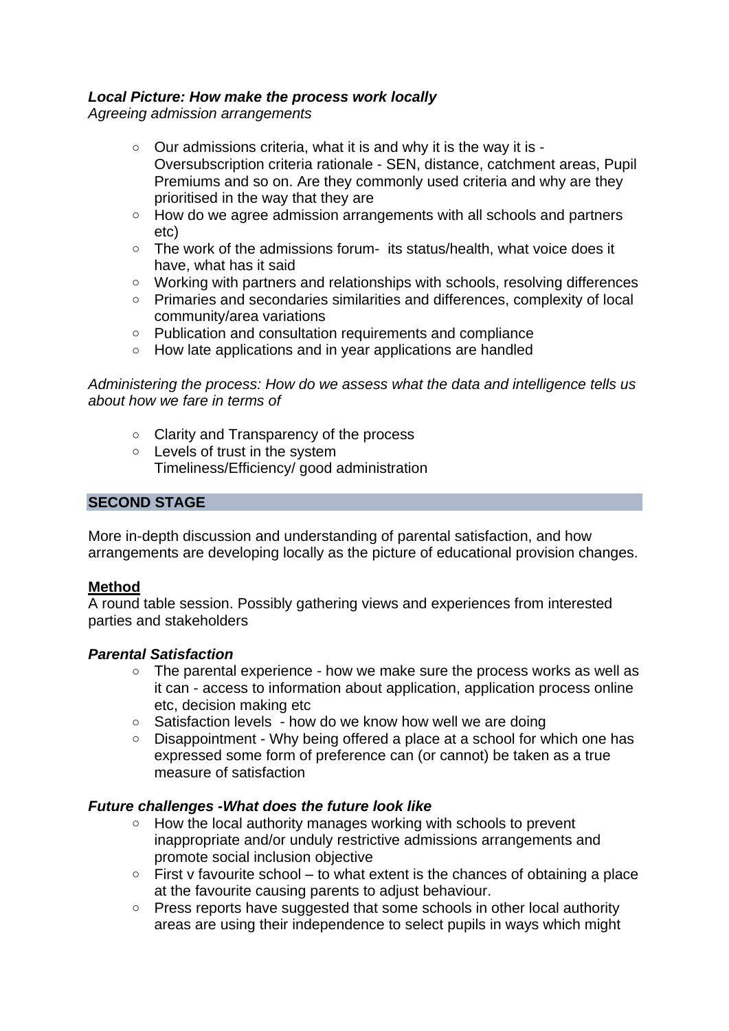***Local Picture: How make the process work locally***

*Agreeing admission arrangements*

- Our admissions criteria, what it is and why it is the way it is - Oversubscription criteria rationale - SEN, distance, catchment areas, Pupil Premiums and so on. Are they commonly used criteria and why are they prioritised in the way that they are
- How do we agree admission arrangements with all schools and partners etc)
- The work of the admissions forum- its status/health, what voice does it have, what has it said
- Working with partners and relationships with schools, resolving differences
- Primaries and secondaries similarities and differences, complexity of local community/area variations
- Publication and consultation requirements and compliance
- How late applications and in year applications are handled

*Administering the process: How do we assess what the data and intelligence tells us about how we fare in terms of*

- Clarity and Transparency of the process
- Levels of trust in the system
  Timeliness/Efficiency/ good administration

## SECOND STAGE

More in-depth discussion and understanding of parental satisfaction, and how arrangements are developing locally as the picture of educational provision changes.

**Method**

A round table session. Possibly gathering views and experiences from interested parties and stakeholders

***Parental Satisfaction***

- The parental experience - how we make sure the process works as well as it can - access to information about application, application process online etc, decision making etc
- Satisfaction levels - how do we know how well we are doing
- Disappointment - Why being offered a place at a school for which one has expressed some form of preference can (or cannot) be taken as a true measure of satisfaction

***Future challenges -What does the future look like***

- How the local authority manages working with schools to prevent inappropriate and/or unduly restrictive admissions arrangements and promote social inclusion objective
- First v favourite school – to what extent is the chances of obtaining a place at the favourite causing parents to adjust behaviour.
- Press reports have suggested that some schools in other local authority areas are using their independence to select pupils in ways which might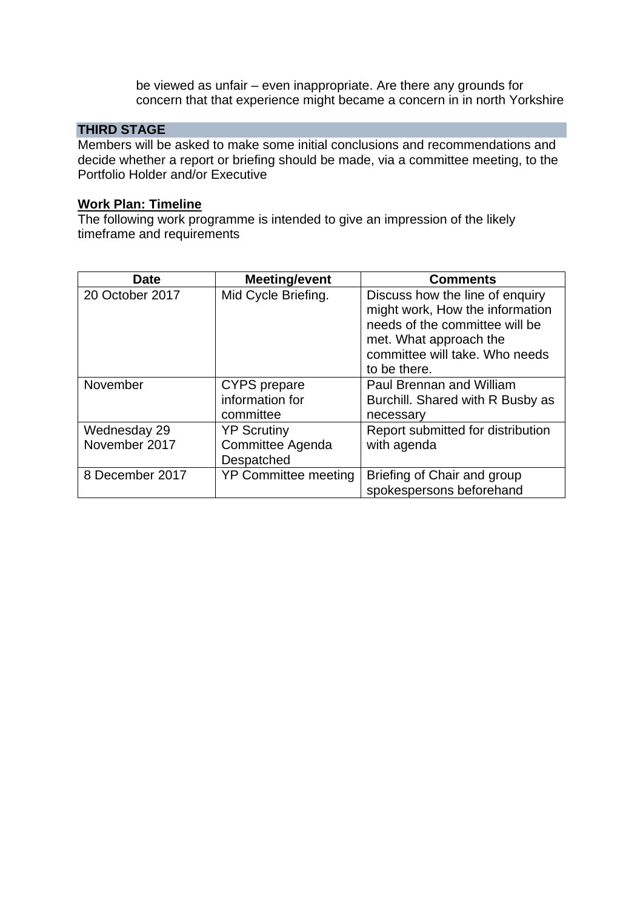be viewed as unfair – even inappropriate. Are there any grounds for concern that that experience might became a concern in in north Yorkshire

**THIRD STAGE**

Members will be asked to make some initial conclusions and recommendations and decide whether a report or briefing should be made, via a committee meeting, to the Portfolio Holder and/or Executive

**Work Plan: Timeline**

The following work programme is intended to give an impression of the likely timeframe and requirements

| Date | Meeting/event | Comments |
|---|---|---|
| 20 October 2017 | Mid Cycle Briefing. | Discuss how the line of enquiry might work, How the information needs of the committee will be met. What approach the committee will take. Who needs to be there. |
| November | CYPS prepare information for committee | Paul Brennan and William Burchill. Shared with R Busby as necessary |
| Wednesday 29 November 2017 | YP Scrutiny Committee Agenda Despatched | Report submitted for distribution with agenda |
| 8 December 2017 | YP Committee meeting | Briefing of Chair and group spokespersons beforehand |